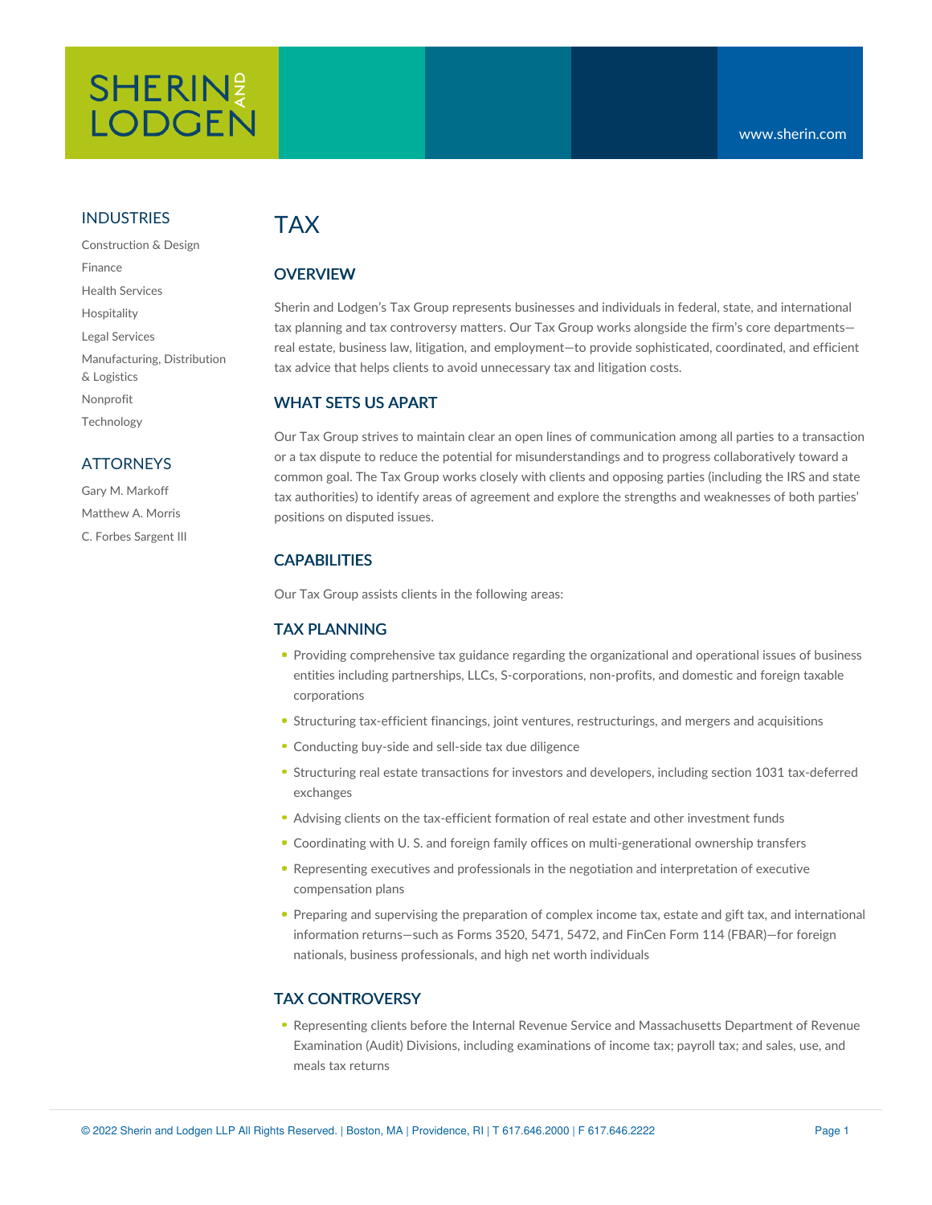# TAX

## OVERVIEW

Sherin and Lodgen's Tax Group represents businesses and individuals in federal, state, and international tax planning and tax controversy matters. Our Tax Group works alongside the firm's core departments—real estate, business law, litigation, and employment—to provide sophisticated, coordinated, and efficient tax advice that helps clients to avoid unnecessary tax and litigation costs.

## WHAT SETS US APART

Our Tax Group strives to maintain clear an open lines of communication among all parties to a transaction or a tax dispute to reduce the potential for misunderstandings and to progress collaboratively toward a common goal. The Tax Group works closely with clients and opposing parties (including the IRS and state tax authorities) to identify areas of agreement and explore the strengths and weaknesses of both parties' positions on disputed issues.

## CAPABILITIES

Our Tax Group assists clients in the following areas:

## TAX PLANNING

- Providing comprehensive tax guidance regarding the organizational and operational issues of business entities including partnerships, LLCs, S-corporations, non-profits, and domestic and foreign taxable corporations
- Structuring tax-efficient financings, joint ventures, restructurings, and mergers and acquisitions
- Conducting buy-side and sell-side tax due diligence
- Structuring real estate transactions for investors and developers, including section 1031 tax-deferred exchanges
- Advising clients on the tax-efficient formation of real estate and other investment funds
- Coordinating with U. S. and foreign family offices on multi-generational ownership transfers
- Representing executives and professionals in the negotiation and interpretation of executive compensation plans
- Preparing and supervising the preparation of complex income tax, estate and gift tax, and international information returns—such as Forms 3520, 5471, 5472, and FinCen Form 114 (FBAR)—for foreign nationals, business professionals, and high net worth individuals

## TAX CONTROVERSY

- Representing clients before the Internal Revenue Service and Massachusetts Department of Revenue Examination (Audit) Divisions, including examinations of income tax; payroll tax; and sales, use, and meals tax returns

## INDUSTRIES

- Construction & Design
- Finance
- Health Services
- Hospitality
- Legal Services
- Manufacturing, Distribution & Logistics
- Nonprofit
- Technology

## ATTORNEYS

- Gary M. Markoff
- Matthew A. Morris
- C. Forbes Sargent III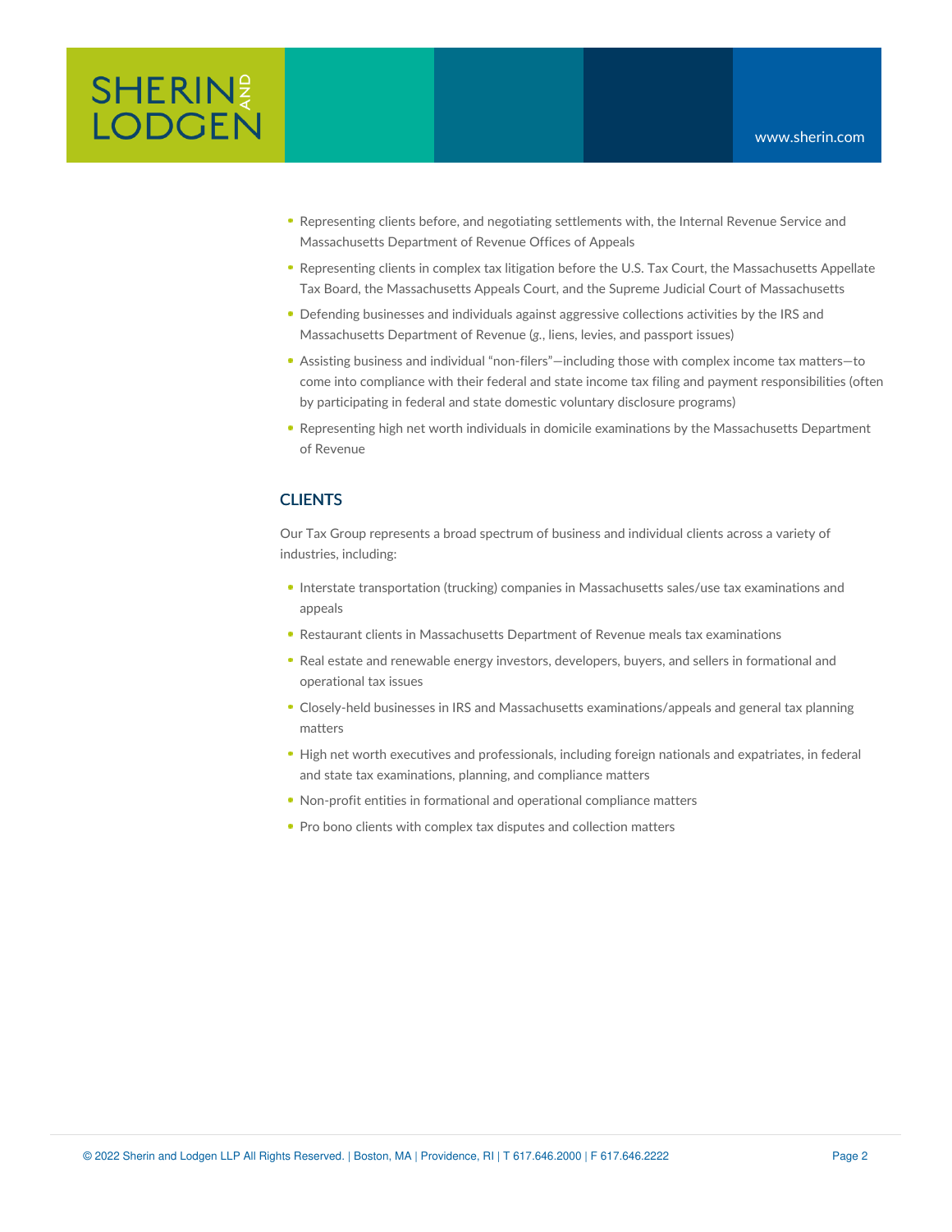- Representing clients before, and negotiating settlements with, the Internal Revenue Service and Massachusetts Department of Revenue Offices of Appeals
- Representing clients in complex tax litigation before the U.S. Tax Court, the Massachusetts Appellate Tax Board, the Massachusetts Appeals Court, and the Supreme Judicial Court of Massachusetts
- Defending businesses and individuals against aggressive collections activities by the IRS and Massachusetts Department of Revenue (*g.*, liens, levies, and passport issues)
- Assisting business and individual "non-filers"—including those with complex income tax matters—to come into compliance with their federal and state income tax filing and payment responsibilities (often by participating in federal and state domestic voluntary disclosure programs)
- Representing high net worth individuals in domicile examinations by the Massachusetts Department of Revenue

## CLIENTS

Our Tax Group represents a broad spectrum of business and individual clients across a variety of industries, including:

- Interstate transportation (trucking) companies in Massachusetts sales/use tax examinations and appeals
- Restaurant clients in Massachusetts Department of Revenue meals tax examinations
- Real estate and renewable energy investors, developers, buyers, and sellers in formational and operational tax issues
- Closely-held businesses in IRS and Massachusetts examinations/appeals and general tax planning matters
- High net worth executives and professionals, including foreign nationals and expatriates, in federal and state tax examinations, planning, and compliance matters
- Non-profit entities in formational and operational compliance matters
- Pro bono clients with complex tax disputes and collection matters